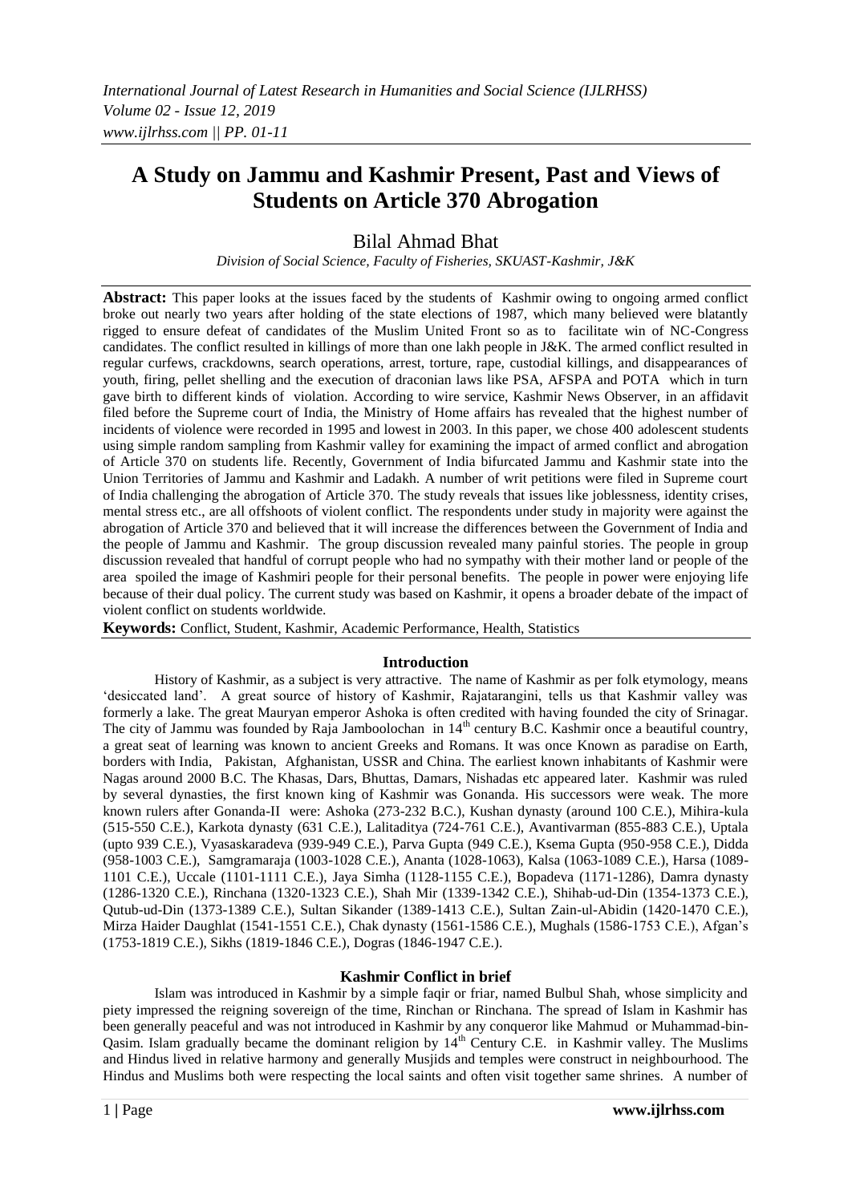# A Study on Jammu and Kashmir Present, Past and Views of Students on Article 370 Abrogation

Bilal Ahmad Bhat

*Division of Social Science, Faculty of Fisheries, SKUAST-Kashmir, J&K*

**Abstract:** This paper looks at the issues faced by the students of Kashmir owing to ongoing armed conflict broke out nearly two years after holding of the state elections of 1987, which many believed were blatantly rigged to ensure defeat of candidates of the Muslim United Front so as to facilitate win of NC-Congress candidates. The conflict resulted in killings of more than one lakh people in J&K. The armed conflict resulted in regular curfews, crackdowns, search operations, arrest, torture, rape, custodial killings, and disappearances of youth, firing, pellet shelling and the execution of draconian laws like PSA, AFSPA and POTA which in turn gave birth to different kinds of violation. According to wire service, Kashmir News Observer, in an affidavit filed before the Supreme court of India, the Ministry of Home affairs has revealed that the highest number of incidents of violence were recorded in 1995 and lowest in 2003. In this paper, we chose 400 adolescent students using simple random sampling from Kashmir valley for examining the impact of armed conflict and abrogation of Article 370 on students life. Recently, Government of India bifurcated Jammu and Kashmir state into the Union Territories of Jammu and Kashmir and Ladakh. A number of writ petitions were filed in Supreme court of India challenging the abrogation of Article 370. The study reveals that issues like joblessness, identity crises, mental stress etc., are all offshoots of violent conflict. The respondents under study in majority were against the abrogation of Article 370 and believed that it will increase the differences between the Government of India and the people of Jammu and Kashmir. The group discussion revealed many painful stories. The people in group discussion revealed that handful of corrupt people who had no sympathy with their mother land or people of the area spoiled the image of Kashmiri people for their personal benefits. The people in power were enjoying life because of their dual policy. The current study was based on Kashmir, it opens a broader debate of the impact of violent conflict on students worldwide.

**Keywords:** Conflict, Student, Kashmir, Academic Performance, Health, Statistics

## Introduction

History of Kashmir, as a subject is very attractive. The name of Kashmir as per folk etymology, means 'desiccated land'. A great source of history of Kashmir, Rajatarangini, tells us that Kashmir valley was formerly a lake. The great Mauryan emperor Ashoka is often credited with having founded the city of Srinagar. The city of Jammu was founded by Raja Jamboolochan in 14th century B.C. Kashmir once a beautiful country, a great seat of learning was known to ancient Greeks and Romans. It was once Known as paradise on Earth, borders with India, Pakistan, Afghanistan, USSR and China. The earliest known inhabitants of Kashmir were Nagas around 2000 B.C. The Khasas, Dars, Bhuttas, Damars, Nishadas etc appeared later. Kashmir was ruled by several dynasties, the first known king of Kashmir was Gonanda. His successors were weak. The more known rulers after Gonanda-II were: Ashoka (273-232 B.C.), Kushan dynasty (around 100 C.E.), Mihira-kula (515-550 C.E.), Karkota dynasty (631 C.E.), Lalitaditya (724-761 C.E.), Avantivarman (855-883 C.E.), Uptala (upto 939 C.E.), Vyasaskaradeva (939-949 C.E.), Parva Gupta (949 C.E.), Ksema Gupta (950-958 C.E.), Didda (958-1003 C.E.), Samgramaraja (1003-1028 C.E.), Ananta (1028-1063), Kalsa (1063-1089 C.E.), Harsa (1089-1101 C.E.), Uccale (1101-1111 C.E.), Jaya Simha (1128-1155 C.E.), Bopadeva (1171-1286), Damra dynasty (1286-1320 C.E.), Rinchana (1320-1323 C.E.), Shah Mir (1339-1342 C.E.), Shihab-ud-Din (1354-1373 C.E.), Qutub-ud-Din (1373-1389 C.E.), Sultan Sikander (1389-1413 C.E.), Sultan Zain-ul-Abidin (1420-1470 C.E.), Mirza Haider Daughlat (1541-1551 C.E.), Chak dynasty (1561-1586 C.E.), Mughals (1586-1753 C.E.), Afgan's (1753-1819 C.E.), Sikhs (1819-1846 C.E.), Dogras (1846-1947 C.E.).

## Kashmir Conflict in brief

Islam was introduced in Kashmir by a simple faqir or friar, named Bulbul Shah, whose simplicity and piety impressed the reigning sovereign of the time, Rinchan or Rinchana. The spread of Islam in Kashmir has been generally peaceful and was not introduced in Kashmir by any conqueror like Mahmud or Muhammad-bin-Qasim. Islam gradually became the dominant religion by 14th Century C.E. in Kashmir valley. The Muslims and Hindus lived in relative harmony and generally Musjids and temples were construct in neighbourhood. The Hindus and Muslims both were respecting the local saints and often visit together same shrines. A number of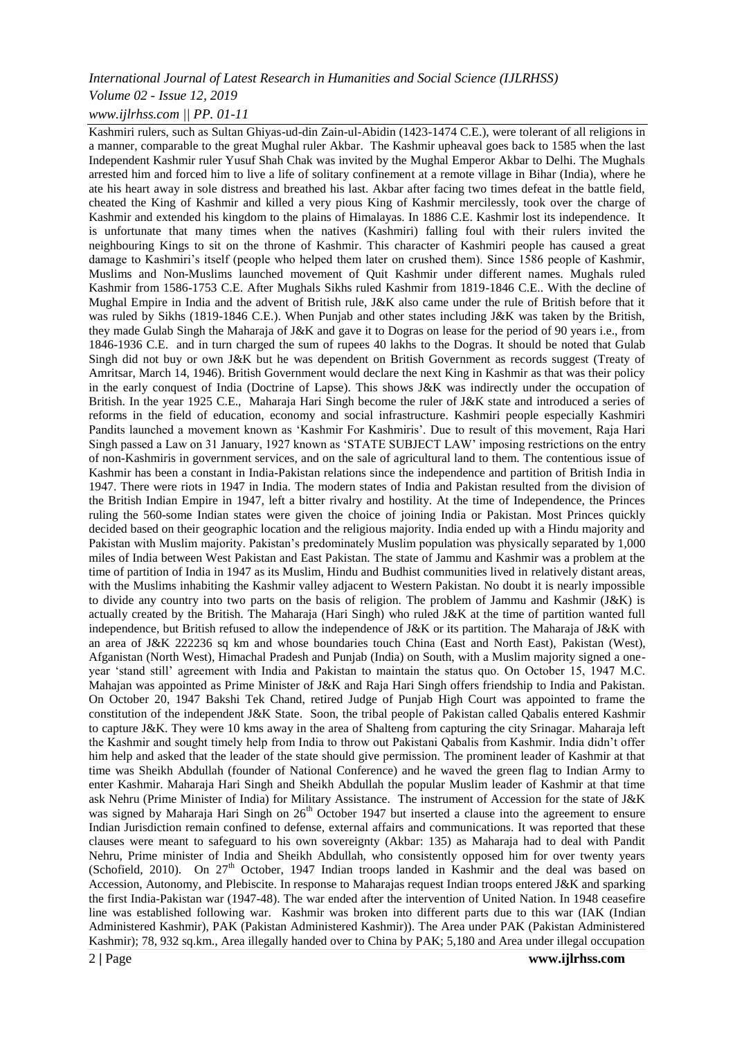Kashmiri rulers, such as Sultan Ghiyas-ud-din Zain-ul-Abidin (1423-1474 C.E.), were tolerant of all religions in a manner, comparable to the great Mughal ruler Akbar. The Kashmir upheaval goes back to 1585 when the last Independent Kashmir ruler Yusuf Shah Chak was invited by the Mughal Emperor Akbar to Delhi. The Mughals arrested him and forced him to live a life of solitary confinement at a remote village in Bihar (India), where he ate his heart away in sole distress and breathed his last. Akbar after facing two times defeat in the battle field, cheated the King of Kashmir and killed a very pious King of Kashmir mercilessly, took over the charge of Kashmir and extended his kingdom to the plains of Himalayas. In 1886 C.E. Kashmir lost its independence. It is unfortunate that many times when the natives (Kashmiri) falling foul with their rulers invited the neighbouring Kings to sit on the throne of Kashmir. This character of Kashmiri people has caused a great damage to Kashmiri's itself (people who helped them later on crushed them). Since 1586 people of Kashmir, Muslims and Non-Muslims launched movement of Quit Kashmir under different names. Mughals ruled Kashmir from 1586-1753 C.E. After Mughals Sikhs ruled Kashmir from 1819-1846 C.E.. With the decline of Mughal Empire in India and the advent of British rule, J&K also came under the rule of British before that it was ruled by Sikhs (1819-1846 C.E.). When Punjab and other states including J&K was taken by the British, they made Gulab Singh the Maharaja of J&K and gave it to Dogras on lease for the period of 90 years i.e., from 1846-1936 C.E. and in turn charged the sum of rupees 40 lakhs to the Dogras. It should be noted that Gulab Singh did not buy or own J&K but he was dependent on British Government as records suggest (Treaty of Amritsar, March 14, 1946). British Government would declare the next King in Kashmir as that was their policy in the early conquest of India (Doctrine of Lapse). This shows J&K was indirectly under the occupation of British. In the year 1925 C.E., Maharaja Hari Singh become the ruler of J&K state and introduced a series of reforms in the field of education, economy and social infrastructure. Kashmiri people especially Kashmiri Pandits launched a movement known as 'Kashmir For Kashmiris'. Due to result of this movement, Raja Hari Singh passed a Law on 31 January, 1927 known as 'STATE SUBJECT LAW' imposing restrictions on the entry of non-Kashmiris in government services, and on the sale of agricultural land to them. The contentious issue of Kashmir has been a constant in India-Pakistan relations since the independence and partition of British India in 1947. There were riots in 1947 in India. The modern states of India and Pakistan resulted from the division of the British Indian Empire in 1947, left a bitter rivalry and hostility. At the time of Independence, the Princes ruling the 560-some Indian states were given the choice of joining India or Pakistan. Most Princes quickly decided based on their geographic location and the religious majority. India ended up with a Hindu majority and Pakistan with Muslim majority. Pakistan's predominately Muslim population was physically separated by 1,000 miles of India between West Pakistan and East Pakistan. The state of Jammu and Kashmir was a problem at the time of partition of India in 1947 as its Muslim, Hindu and Budhist communities lived in relatively distant areas, with the Muslims inhabiting the Kashmir valley adjacent to Western Pakistan. No doubt it is nearly impossible to divide any country into two parts on the basis of religion. The problem of Jammu and Kashmir (J&K) is actually created by the British. The Maharaja (Hari Singh) who ruled J&K at the time of partition wanted full independence, but British refused to allow the independence of J&K or its partition. The Maharaja of J&K with an area of J&K 222236 sq km and whose boundaries touch China (East and North East), Pakistan (West), Afganistan (North West), Himachal Pradesh and Punjab (India) on South, with a Muslim majority signed a one-year 'stand still' agreement with India and Pakistan to maintain the status quo. On October 15, 1947 M.C. Mahajan was appointed as Prime Minister of J&K and Raja Hari Singh offers friendship to India and Pakistan. On October 20, 1947 Bakshi Tek Chand, retired Judge of Punjab High Court was appointed to frame the constitution of the independent J&K State. Soon, the tribal people of Pakistan called Qabalis entered Kashmir to capture J&K. They were 10 kms away in the area of Shalteng from capturing the city Srinagar. Maharaja left the Kashmir and sought timely help from India to throw out Pakistani Qabalis from Kashmir. India didn't offer him help and asked that the leader of the state should give permission. The prominent leader of Kashmir at that time was Sheikh Abdullah (founder of National Conference) and he waved the green flag to Indian Army to enter Kashmir. Maharaja Hari Singh and Sheikh Abdullah the popular Muslim leader of Kashmir at that time ask Nehru (Prime Minister of India) for Military Assistance. The instrument of Accession for the state of J&K was signed by Maharaja Hari Singh on 26th October 1947 but inserted a clause into the agreement to ensure Indian Jurisdiction remain confined to defense, external affairs and communications. It was reported that these clauses were meant to safeguard to his own sovereignty (Akbar: 135) as Maharaja had to deal with Pandit Nehru, Prime minister of India and Sheikh Abdullah, who consistently opposed him for over twenty years (Schofield, 2010). On 27th October, 1947 Indian troops landed in Kashmir and the deal was based on Accession, Autonomy, and Plebiscite. In response to Maharajas request Indian troops entered J&K and sparking the first India-Pakistan war (1947-48). The war ended after the intervention of United Nation. In 1948 ceasefire line was established following war. Kashmir was broken into different parts due to this war (IAK (Indian Administered Kashmir), PAK (Pakistan Administered Kashmir)). The Area under PAK (Pakistan Administered Kashmir); 78, 932 sq.km., Area illegally handed over to China by PAK; 5,180 and Area under illegal occupation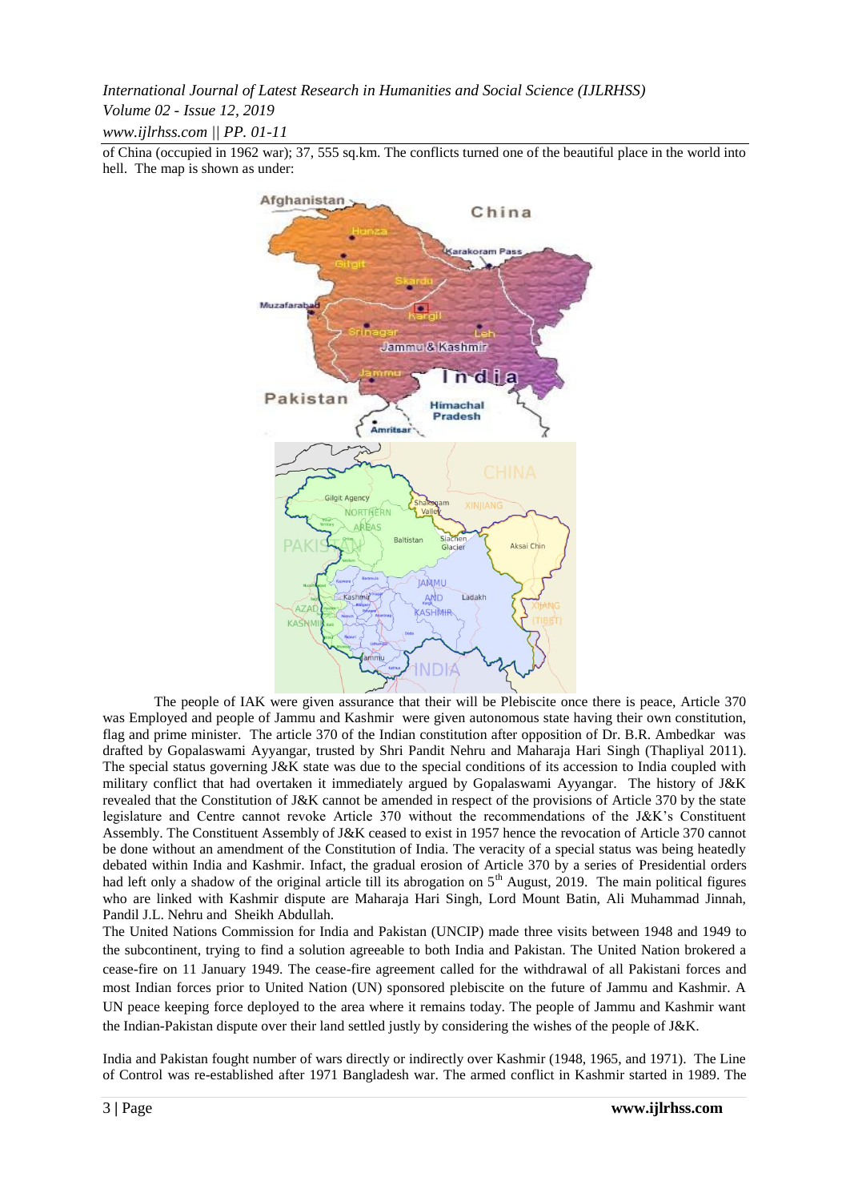of China (occupied in 1962 war); 37, 555 sq.km. The conflicts turned one of the beautiful place in the world into hell. The map is shown as under:

The people of IAK were given assurance that their will be Plebiscite once there is peace, Article 370 was Employed and people of Jammu and Kashmir were given autonomous state having their own constitution, flag and prime minister. The article 370 of the Indian constitution after opposition of Dr. B.R. Ambedkar was drafted by Gopalaswami Ayyangar, trusted by Shri Pandit Nehru and Maharaja Hari Singh (Thapliyal 2011). The special status governing J&K state was due to the special conditions of its accession to India coupled with military conflict that had overtaken it immediately argued by Gopalaswami Ayyangar. The history of J&K revealed that the Constitution of J&K cannot be amended in respect of the provisions of Article 370 by the state legislature and Centre cannot revoke Article 370 without the recommendations of the J&K's Constituent Assembly. The Constituent Assembly of J&K ceased to exist in 1957 hence the revocation of Article 370 cannot be done without an amendment of the Constitution of India. The veracity of a special status was being heatedly debated within India and Kashmir. Infact, the gradual erosion of Article 370 by a series of Presidential orders had left only a shadow of the original article till its abrogation on 5th August, 2019. The main political figures who are linked with Kashmir dispute are Maharaja Hari Singh, Lord Mount Batin, Ali Muhammad Jinnah, Pandil J.L. Nehru and Sheikh Abdullah.

The United Nations Commission for India and Pakistan (UNCIP) made three visits between 1948 and 1949 to the subcontinent, trying to find a solution agreeable to both India and Pakistan. The United Nation brokered a cease-fire on 11 January 1949. The cease-fire agreement called for the withdrawal of all Pakistani forces and most Indian forces prior to United Nation (UN) sponsored plebiscite on the future of Jammu and Kashmir. A UN peace keeping force deployed to the area where it remains today. The people of Jammu and Kashmir want the Indian-Pakistan dispute over their land settled justly by considering the wishes of the people of J&K.

India and Pakistan fought number of wars directly or indirectly over Kashmir (1948, 1965, and 1971). The Line of Control was re-established after 1971 Bangladesh war. The armed conflict in Kashmir started in 1989. The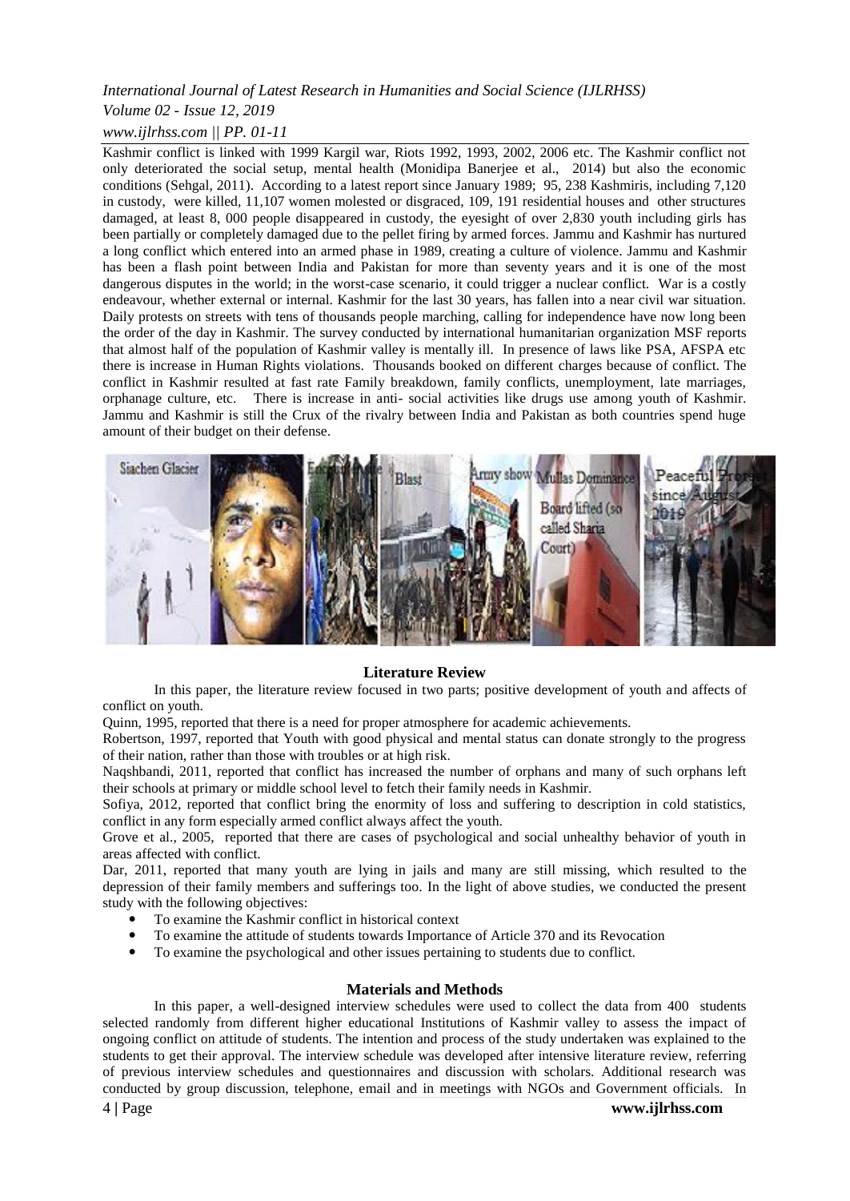Kashmir conflict is linked with 1999 Kargil war, Riots 1992, 1993, 2002, 2006 etc. The Kashmir conflict not only deteriorated the social setup, mental health (Monidipa Banerjee et al., 2014) but also the economic conditions (Sehgal, 2011). According to a latest report since January 1989; 95, 238 Kashmiris, including 7,120 in custody, were killed, 11,107 women molested or disgraced, 109, 191 residential houses and other structures damaged, at least 8, 000 people disappeared in custody, the eyesight of over 2,830 youth including girls has been partially or completely damaged due to the pellet firing by armed forces. Jammu and Kashmir has nurtured a long conflict which entered into an armed phase in 1989, creating a culture of violence. Jammu and Kashmir has been a flash point between India and Pakistan for more than seventy years and it is one of the most dangerous disputes in the world; in the worst-case scenario, it could trigger a nuclear conflict. War is a costly endeavour, whether external or internal. Kashmir for the last 30 years, has fallen into a near civil war situation. Daily protests on streets with tens of thousands people marching, calling for independence have now long been the order of the day in Kashmir. The survey conducted by international humanitarian organization MSF reports that almost half of the population of Kashmir valley is mentally ill. In presence of laws like PSA, AFSPA etc there is increase in Human Rights violations. Thousands booked on different charges because of conflict. The conflict in Kashmir resulted at fast rate Family breakdown, family conflicts, unemployment, late marriages, orphanage culture, etc. There is increase in anti- social activities like drugs use among youth of Kashmir. Jammu and Kashmir is still the Crux of the rivalry between India and Pakistan as both countries spend huge amount of their budget on their defense.

## Literature Review

In this paper, the literature review focused in two parts; positive development of youth and affects of conflict on youth.

Quinn, 1995, reported that there is a need for proper atmosphere for academic achievements.

Robertson, 1997, reported that Youth with good physical and mental status can donate strongly to the progress of their nation, rather than those with troubles or at high risk.

Naqshbandi, 2011, reported that conflict has increased the number of orphans and many of such orphans left their schools at primary or middle school level to fetch their family needs in Kashmir.

Sofiya, 2012, reported that conflict bring the enormity of loss and suffering to description in cold statistics, conflict in any form especially armed conflict always affect the youth.

Grove et al., 2005, reported that there are cases of psychological and social unhealthy behavior of youth in areas affected with conflict.

Dar, 2011, reported that many youth are lying in jails and many are still missing, which resulted to the depression of their family members and sufferings too. In the light of above studies, we conducted the present study with the following objectives:

- To examine the Kashmir conflict in historical context
- To examine the attitude of students towards Importance of Article 370 and its Revocation
- To examine the psychological and other issues pertaining to students due to conflict.

## Materials and Methods

In this paper, a well-designed interview schedules were used to collect the data from 400 students selected randomly from different higher educational Institutions of Kashmir valley to assess the impact of ongoing conflict on attitude of students. The intention and process of the study undertaken was explained to the students to get their approval. The interview schedule was developed after intensive literature review, referring of previous interview schedules and questionnaires and discussion with scholars. Additional research was conducted by group discussion, telephone, email and in meetings with NGOs and Government officials. In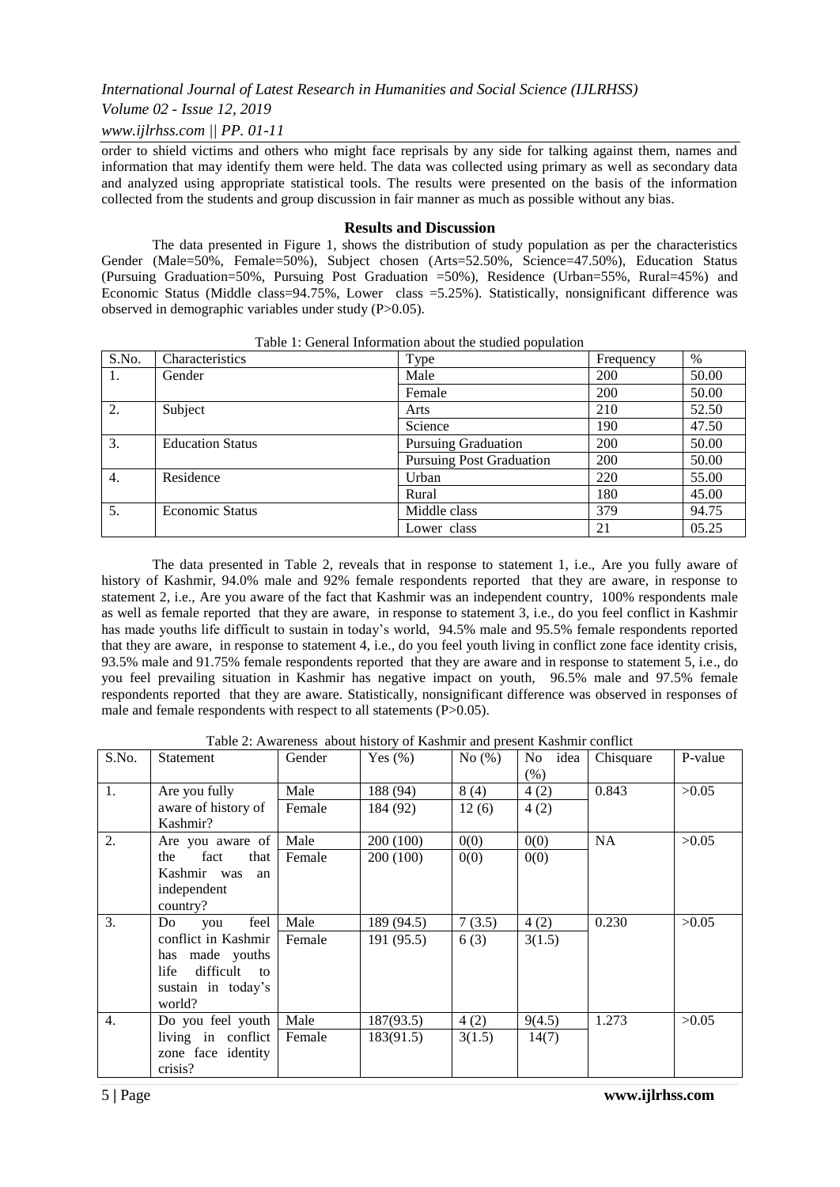order to shield victims and others who might face reprisals by any side for talking against them, names and information that may identify them were held. The data was collected using primary as well as secondary data and analyzed using appropriate statistical tools. The results were presented on the basis of the information collected from the students and group discussion in fair manner as much as possible without any bias.

## Results and Discussion

The data presented in Figure 1, shows the distribution of study population as per the characteristics Gender (Male=50%, Female=50%), Subject chosen (Arts=52.50%, Science=47.50%), Education Status (Pursuing Graduation=50%, Pursuing Post Graduation =50%), Residence (Urban=55%, Rural=45%) and Economic Status (Middle class=94.75%, Lower class =5.25%). Statistically, nonsignificant difference was observed in demographic variables under study (P>0.05).

Table 1: General Information about the studied population

| S.No. | Characteristics | Type | Frequency | % |
|---|---|---|---|---|
| 1. | Gender | Male | 200 | 50.00 |
| | | Female | 200 | 50.00 |
| 2. | Subject | Arts | 210 | 52.50 |
| | | Science | 190 | 47.50 |
| 3. | Education Status | Pursuing Graduation | 200 | 50.00 |
| | | Pursuing Post Graduation | 200 | 50.00 |
| 4. | Residence | Urban | 220 | 55.00 |
| | | Rural | 180 | 45.00 |
| 5. | Economic Status | Middle class | 379 | 94.75 |
| | | Lower class | 21 | 05.25 |

The data presented in Table 2, reveals that in response to statement 1, i.e., Are you fully aware of history of Kashmir, 94.0% male and 92% female respondents reported that they are aware, in response to statement 2, i.e., Are you aware of the fact that Kashmir was an independent country, 100% respondents male as well as female reported that they are aware, in response to statement 3, i.e., do you feel conflict in Kashmir has made youths life difficult to sustain in today's world, 94.5% male and 95.5% female respondents reported that they are aware, in response to statement 4, i.e., do you feel youth living in conflict zone face identity crisis, 93.5% male and 91.75% female respondents reported that they are aware and in response to statement 5, i.e., do you feel prevailing situation in Kashmir has negative impact on youth, 96.5% male and 97.5% female respondents reported that they are aware. Statistically, nonsignificant difference was observed in responses of male and female respondents with respect to all statements (P>0.05).

Table 2: Awareness about history of Kashmir and present Kashmir conflict

| S.No. | Statement | Gender | Yes (%) | No (%) | No idea (%) | Chisquare | P-value |
|---|---|---|---|---|---|---|---|
| 1. | Are you fully aware of history of Kashmir? | Male | 188 (94) | 8 (4) | 4 (2) | 0.843 | >0.05 |
| | | Female | 184 (92) | 12 (6) | 4 (2) | | |
| 2. | Are you aware of the fact that Kashmir was an independent country? | Male | 200 (100) | 0(0) | 0(0) | NA | >0.05 |
| | | Female | 200 (100) | 0(0) | 0(0) | | |
| 3. | Do you feel conflict in Kashmir has made youths life difficult to sustain in today's world? | Male | 189 (94.5) | 7 (3.5) | 4 (2) | 0.230 | >0.05 |
| | | Female | 191 (95.5) | 6 (3) | 3(1.5) | | |
| 4. | Do you feel youth living in conflict zone face identity crisis? | Male | 187(93.5) | 4 (2) | 9(4.5) | 1.273 | >0.05 |
| | | Female | 183(91.5) | 3(1.5) | 14(7) | | |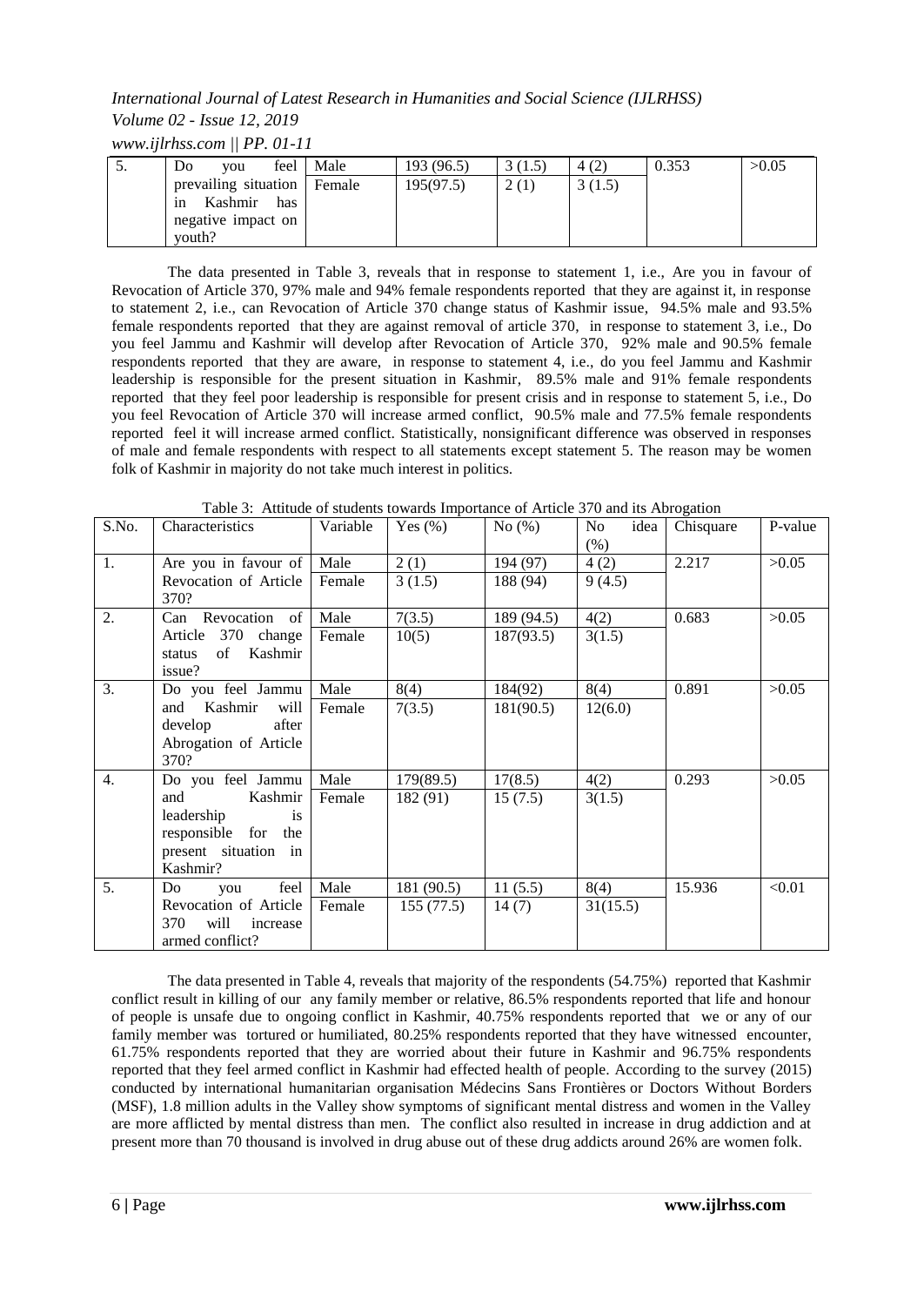| 5. | Do you feel prevailing situation in Kashmir has negative impact on youth? | Male | 193 (96.5) | 3 (1.5) | 4 (2) | 0.353 | >0.05 |
|---|---|---|---|---|---|---|---|
| | | Female | 195(97.5) | 2 (1) | 3 (1.5) | | |

The data presented in Table 3, reveals that in response to statement 1, i.e., Are you in favour of Revocation of Article 370, 97% male and 94% female respondents reported that they are against it, in response to statement 2, i.e., can Revocation of Article 370 change status of Kashmir issue, 94.5% male and 93.5% female respondents reported that they are against removal of article 370, in response to statement 3, i.e., Do you feel Jammu and Kashmir will develop after Revocation of Article 370, 92% male and 90.5% female respondents reported that they are aware, in response to statement 4, i.e., do you feel Jammu and Kashmir leadership is responsible for the present situation in Kashmir, 89.5% male and 91% female respondents reported that they feel poor leadership is responsible for present crisis and in response to statement 5, i.e., Do you feel Revocation of Article 370 will increase armed conflict, 90.5% male and 77.5% female respondents reported feel it will increase armed conflict. Statistically, nonsignificant difference was observed in responses of male and female respondents with respect to all statements except statement 5. The reason may be women folk of Kashmir in majority do not take much interest in politics.

Table 3: Attitude of students towards Importance of Article 370 and its Abrogation

| S.No. | Characteristics | Variable | Yes (%) | No (%) | No idea (%) | Chisquare | P-value |
|---|---|---|---|---|---|---|---|
| 1. | Are you in favour of Revocation of Article 370? | Male | 2 (1) | 194 (97) | 4 (2) | 2.217 | >0.05 |
| | | Female | 3 (1.5) | 188 (94) | 9 (4.5) | | |
| 2. | Can Revocation of Article 370 change status of Kashmir issue? | Male | 7(3.5) | 189 (94.5) | 4(2) | 0.683 | >0.05 |
| | | Female | 10(5) | 187(93.5) | 3(1.5) | | |
| 3. | Do you feel Jammu and Kashmir will develop after Abrogation of Article 370? | Male | 8(4) | 184(92) | 8(4) | 0.891 | >0.05 |
| | | Female | 7(3.5) | 181(90.5) | 12(6.0) | | |
| 4. | Do you feel Jammu and Kashmir leadership is responsible for the present situation in Kashmir? | Male | 179(89.5) | 17(8.5) | 4(2) | 0.293 | >0.05 |
| | | Female | 182 (91) | 15 (7.5) | 3(1.5) | | |
| 5. | Do you feel Revocation of Article 370 will increase armed conflict? | Male | 181 (90.5) | 11 (5.5) | 8(4) | 15.936 | <0.01 |
| | | Female | 155 (77.5) | 14 (7) | 31(15.5) | | |

The data presented in Table 4, reveals that majority of the respondents (54.75%) reported that Kashmir conflict result in killing of our any family member or relative, 86.5% respondents reported that life and honour of people is unsafe due to ongoing conflict in Kashmir, 40.75% respondents reported that we or any of our family member was tortured or humiliated, 80.25% respondents reported that they have witnessed encounter, 61.75% respondents reported that they are worried about their future in Kashmir and 96.75% respondents reported that they feel armed conflict in Kashmir had effected health of people. According to the survey (2015) conducted by international humanitarian organisation Médecins Sans Frontières or Doctors Without Borders (MSF), 1.8 million adults in the Valley show symptoms of significant mental distress and women in the Valley are more afflicted by mental distress than men. The conflict also resulted in increase in drug addiction and at present more than 70 thousand is involved in drug abuse out of these drug addicts around 26% are women folk.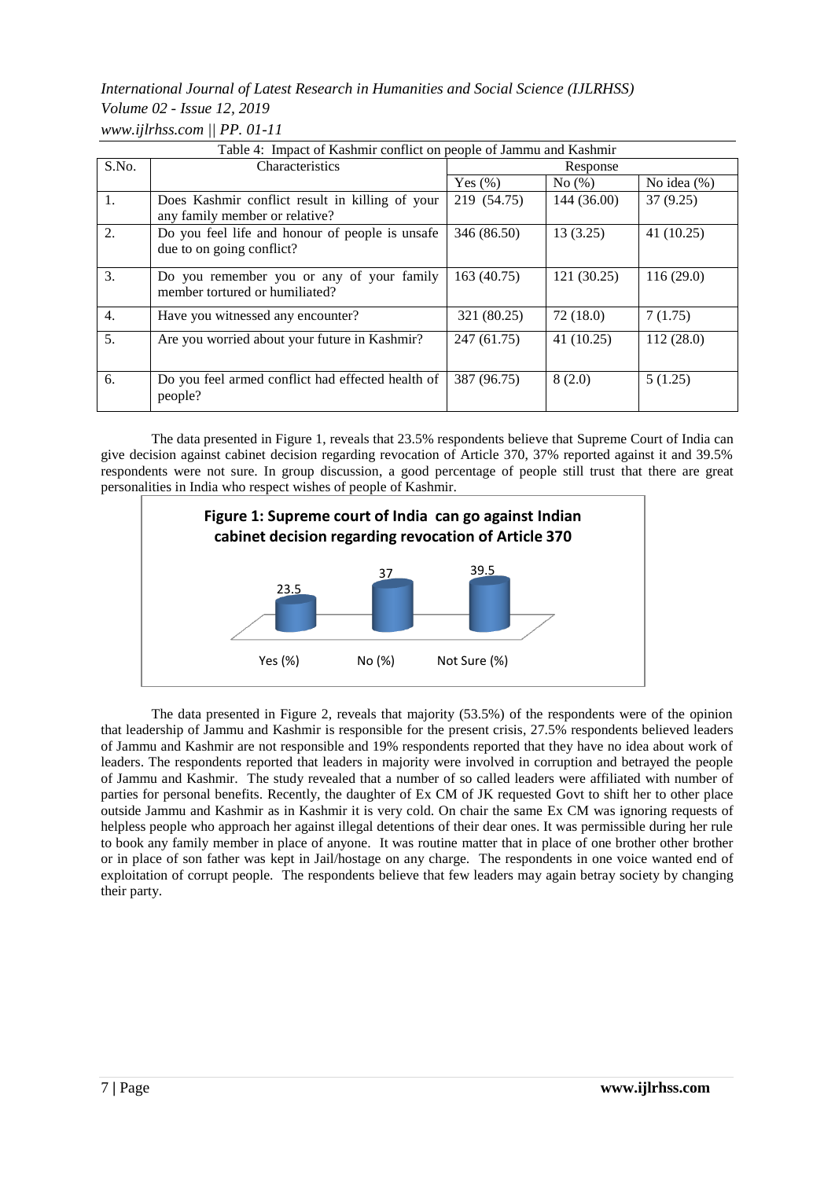Table 4: Impact of Kashmir conflict on people of Jammu and Kashmir

| S.No. | Characteristics | Response | | |
|---|---|---|---|---|
| | | Yes (%) | No (%) | No idea (%) |
| 1. | Does Kashmir conflict result in killing of your any family member or relative? | 219 (54.75) | 144 (36.00) | 37 (9.25) |
| 2. | Do you feel life and honour of people is unsafe due to on going conflict? | 346 (86.50) | 13 (3.25) | 41 (10.25) |
| 3. | Do you remember you or any of your family member tortured or humiliated? | 163 (40.75) | 121 (30.25) | 116 (29.0) |
| 4. | Have you witnessed any encounter? | 321 (80.25) | 72 (18.0) | 7 (1.75) |
| 5. | Are you worried about your future in Kashmir? | 247 (61.75) | 41 (10.25) | 112 (28.0) |
| 6. | Do you feel armed conflict had effected health of people? | 387 (96.75) | 8 (2.0) | 5 (1.25) |

The data presented in Figure 1, reveals that 23.5% respondents believe that Supreme Court of India can give decision against cabinet decision regarding revocation of Article 370, 37% reported against it and 39.5% respondents were not sure. In group discussion, a good percentage of people still trust that there are great personalities in India who respect wishes of people of Kashmir.

**Figure 1: Supreme court of India can go against Indian cabinet decision regarding revocation of Article 370**

| Yes (%) | No (%) | Not Sure (%) |
|---|---|---|
| 23.5 | 37 | 39.5 |

The data presented in Figure 2, reveals that majority (53.5%) of the respondents were of the opinion that leadership of Jammu and Kashmir is responsible for the present crisis, 27.5% respondents believed leaders of Jammu and Kashmir are not responsible and 19% respondents reported that they have no idea about work of leaders. The respondents reported that leaders in majority were involved in corruption and betrayed the people of Jammu and Kashmir. The study revealed that a number of so called leaders were affiliated with number of parties for personal benefits. Recently, the daughter of Ex CM of JK requested Govt to shift her to other place outside Jammu and Kashmir as in Kashmir it is very cold. On chair the same Ex CM was ignoring requests of helpless people who approach her against illegal detentions of their dear ones. It was permissible during her rule to book any family member in place of anyone. It was routine matter that in place of one brother other brother or in place of son father was kept in Jail/hostage on any charge. The respondents in one voice wanted end of exploitation of corrupt people. The respondents believe that few leaders may again betray society by changing their party.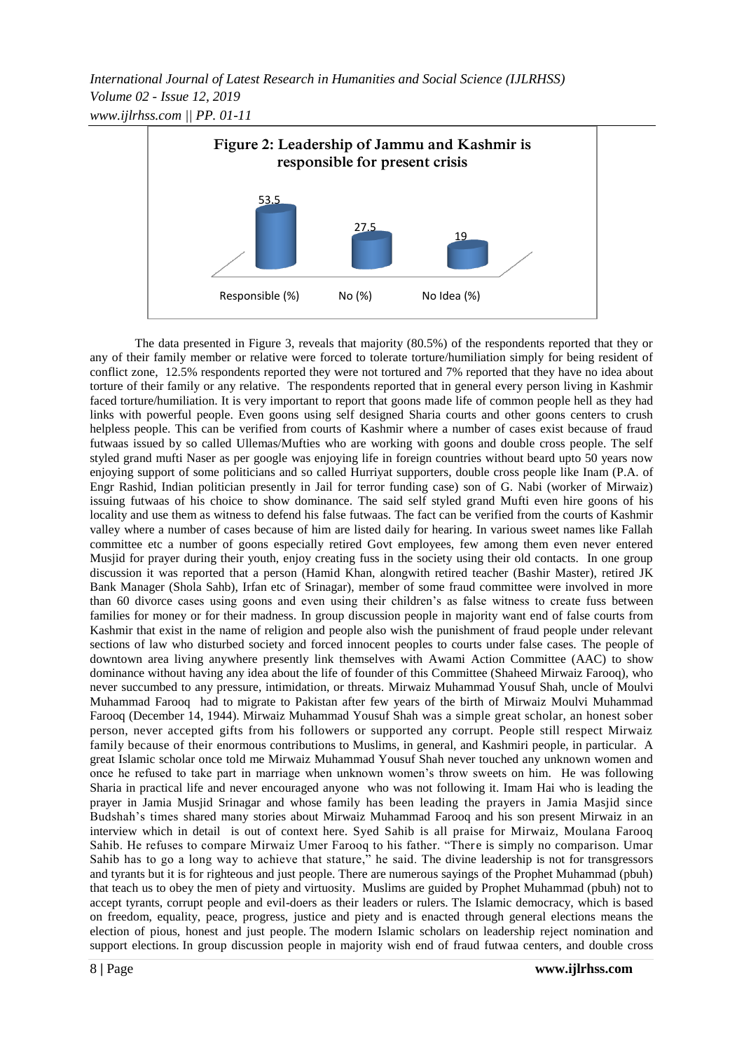**Figure 2: Leadership of Jammu and Kashmir is responsible for present crisis**

| Responsible (%) | No (%) | No Idea (%) |
|---|---|---|
| 53.5 | 27.5 | 19 |

The data presented in Figure 3, reveals that majority (80.5%) of the respondents reported that they or any of their family member or relative were forced to tolerate torture/humiliation simply for being resident of conflict zone, 12.5% respondents reported they were not tortured and 7% reported that they have no idea about torture of their family or any relative. The respondents reported that in general every person living in Kashmir faced torture/humiliation. It is very important to report that goons made life of common people hell as they had links with powerful people. Even goons using self designed Sharia courts and other goons centers to crush helpless people. This can be verified from courts of Kashmir where a number of cases exist because of fraud futwaas issued by so called Ullemas/Mufties who are working with goons and double cross people. The self styled grand mufti Naser as per google was enjoying life in foreign countries without beard upto 50 years now enjoying support of some politicians and so called Hurriyat supporters, double cross people like Inam (P.A. of Engr Rashid, Indian politician presently in Jail for terror funding case) son of G. Nabi (worker of Mirwaiz) issuing futwaas of his choice to show dominance. The said self styled grand Mufti even hire goons of his locality and use them as witness to defend his false futwaas. The fact can be verified from the courts of Kashmir valley where a number of cases because of him are listed daily for hearing. In various sweet names like Fallah committee etc a number of goons especially retired Govt employees, few among them even never entered Musjid for prayer during their youth, enjoy creating fuss in the society using their old contacts. In one group discussion it was reported that a person (Hamid Khan, alongwith retired teacher (Bashir Master), retired JK Bank Manager (Shola Sahb), Irfan etc of Srinagar), member of some fraud committee were involved in more than 60 divorce cases using goons and even using their children's as false witness to create fuss between families for money or for their madness. In group discussion people in majority want end of false courts from Kashmir that exist in the name of religion and people also wish the punishment of fraud people under relevant sections of law who disturbed society and forced innocent peoples to courts under false cases. The people of downtown area living anywhere presently link themselves with Awami Action Committee (AAC) to show dominance without having any idea about the life of founder of this Committee (Shaheed Mirwaiz Farooq), who never succumbed to any pressure, intimidation, or threats. Mirwaiz Muhammad Yousuf Shah, uncle of Moulvi Muhammad Farooq had to migrate to Pakistan after few years of the birth of Mirwaiz Moulvi Muhammad Farooq (December 14, 1944). Mirwaiz Muhammad Yousuf Shah was a simple great scholar, an honest sober person, never accepted gifts from his followers or supported any corrupt. People still respect Mirwaiz family because of their enormous contributions to Muslims, in general, and Kashmiri people, in particular. A great Islamic scholar once told me Mirwaiz Muhammad Yousuf Shah never touched any unknown women and once he refused to take part in marriage when unknown women's throw sweets on him. He was following Sharia in practical life and never encouraged anyone who was not following it. Imam Hai who is leading the prayer in Jamia Musjid Srinagar and whose family has been leading the prayers in Jamia Masjid since Budshah's times shared many stories about Mirwaiz Muhammad Farooq and his son present Mirwaiz in an interview which in detail is out of context here. Syed Sahib is all praise for Mirwaiz, Moulana Farooq Sahib. He refuses to compare Mirwaiz Umer Farooq to his father. "There is simply no comparison. Umar Sahib has to go a long way to achieve that stature," he said. The divine leadership is not for transgressors and tyrants but it is for righteous and just people. There are numerous sayings of the Prophet Muhammad (pbuh) that teach us to obey the men of piety and virtuosity. Muslims are guided by Prophet Muhammad (pbuh) not to accept tyrants, corrupt people and evil-doers as their leaders or rulers. The Islamic democracy, which is based on freedom, equality, peace, progress, justice and piety and is enacted through general elections means the election of pious, honest and just people. The modern Islamic scholars on leadership reject nomination and support elections. In group discussion people in majority wish end of fraud futwaa centers, and double cross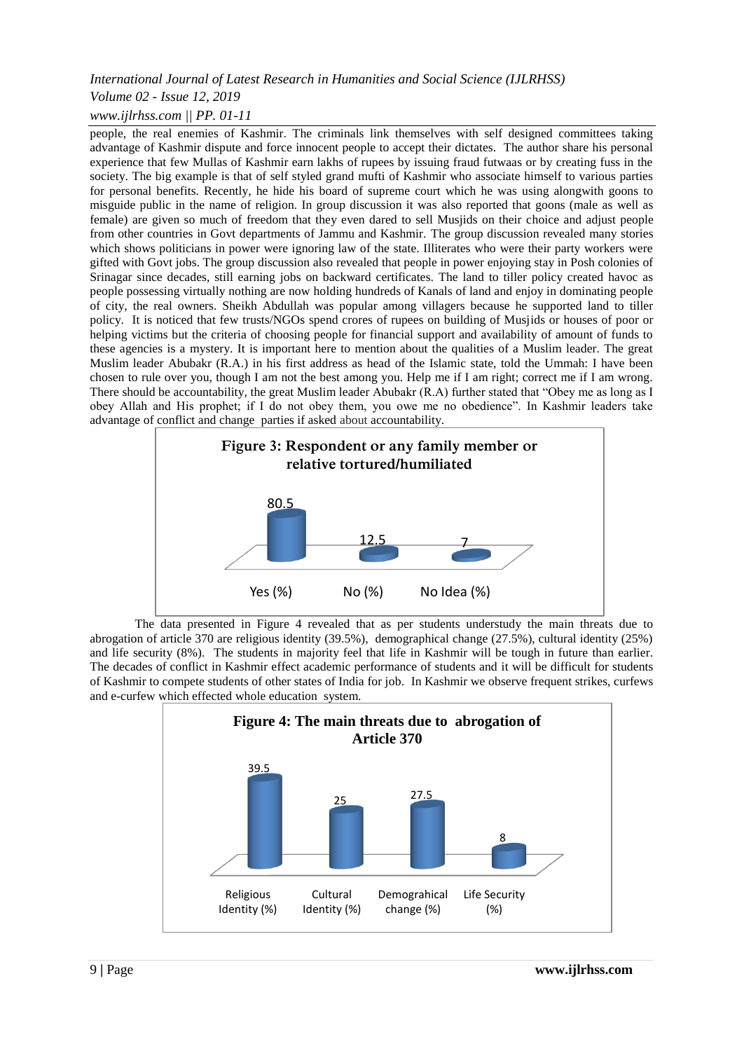people, the real enemies of Kashmir. The criminals link themselves with self designed committees taking advantage of Kashmir dispute and force innocent people to accept their dictates. The author share his personal experience that few Mullas of Kashmir earn lakhs of rupees by issuing fraud futwaas or by creating fuss in the society. The big example is that of self styled grand mufti of Kashmir who associate himself to various parties for personal benefits. Recently, he hide his board of supreme court which he was using alongwith goons to misguide public in the name of religion. In group discussion it was also reported that goons (male as well as female) are given so much of freedom that they even dared to sell Musjids on their choice and adjust people from other countries in Govt departments of Jammu and Kashmir. The group discussion revealed many stories which shows politicians in power were ignoring law of the state. Illiterates who were their party workers were gifted with Govt jobs. The group discussion also revealed that people in power enjoying stay in Posh colonies of Srinagar since decades, still earning jobs on backward certificates. The land to tiller policy created havoc as people possessing virtually nothing are now holding hundreds of Kanals of land and enjoy in dominating people of city, the real owners. Sheikh Abdullah was popular among villagers because he supported land to tiller policy. It is noticed that few trusts/NGOs spend crores of rupees on building of Musjids or houses of poor or helping victims but the criteria of choosing people for financial support and availability of amount of funds to these agencies is a mystery. It is important here to mention about the qualities of a Muslim leader. The great Muslim leader Abubakr (R.A.) in his first address as head of the Islamic state, told the Ummah: I have been chosen to rule over you, though I am not the best among you. Help me if I am right; correct me if I am wrong. There should be accountability, the great Muslim leader Abubakr (R.A) further stated that "Obey me as long as I obey Allah and His prophet; if I do not obey them, you owe me no obedience". In Kashmir leaders take advantage of conflict and change parties if asked about accountability.

**Figure 3: Respondent or any family member or relative tortured/humiliated**

| Yes (%) | No (%) | No Idea (%) |
|---|---|---|
| 80.5 | 12.5 | 7 |

The data presented in Figure 4 revealed that as per students understudy the main threats due to abrogation of article 370 are religious identity (39.5%), demographical change (27.5%), cultural identity (25%) and life security (8%). The students in majority feel that life in Kashmir will be tough in future than earlier. The decades of conflict in Kashmir effect academic performance of students and it will be difficult for students of Kashmir to compete students of other states of India for job. In Kashmir we observe frequent strikes, curfews and e-curfew which effected whole education system.

**Figure 4: The main threats due to abrogation of Article 370**

| Religious Identity (%) | Cultural Identity (%) | Demograhical change (%) | Life Security (%) |
|---|---|---|---|
| 39.5 | 25 | 27.5 | 8 |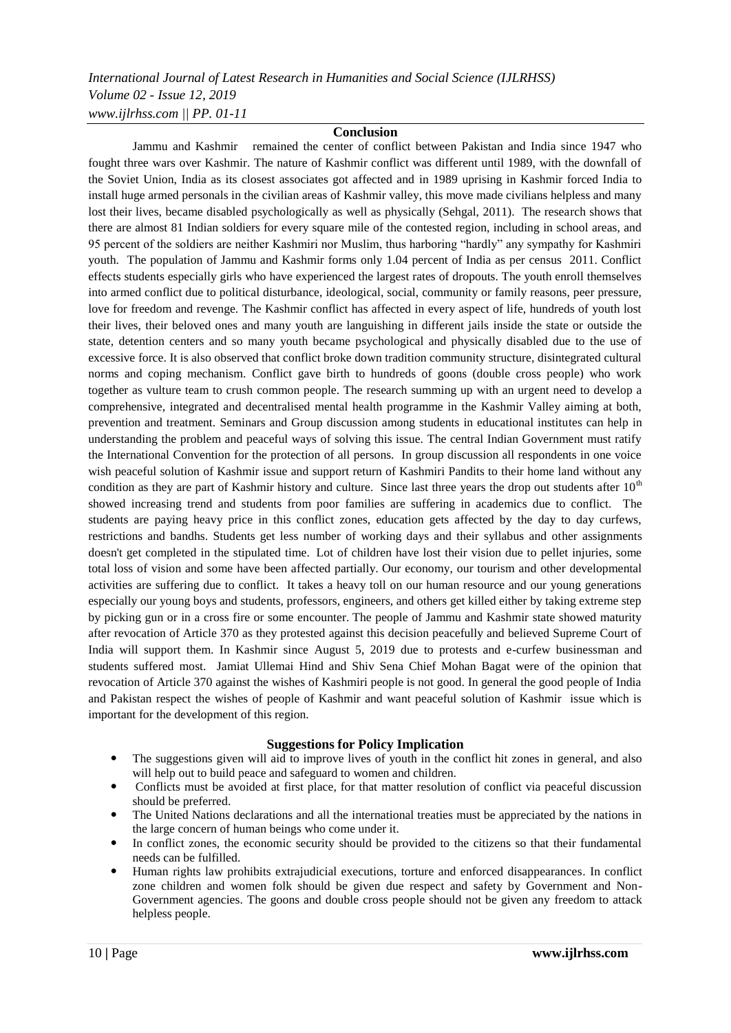## Conclusion

Jammu and Kashmir remained the center of conflict between Pakistan and India since 1947 who fought three wars over Kashmir. The nature of Kashmir conflict was different until 1989, with the downfall of the Soviet Union, India as its closest associates got affected and in 1989 uprising in Kashmir forced India to install huge armed personals in the civilian areas of Kashmir valley, this move made civilians helpless and many lost their lives, became disabled psychologically as well as physically (Sehgal, 2011). The research shows that there are almost 81 Indian soldiers for every square mile of the contested region, including in school areas, and 95 percent of the soldiers are neither Kashmiri nor Muslim, thus harboring "hardly" any sympathy for Kashmiri youth. The population of Jammu and Kashmir forms only 1.04 percent of India as per census 2011. Conflict effects students especially girls who have experienced the largest rates of dropouts. The youth enroll themselves into armed conflict due to political disturbance, ideological, social, community or family reasons, peer pressure, love for freedom and revenge. The Kashmir conflict has affected in every aspect of life, hundreds of youth lost their lives, their beloved ones and many youth are languishing in different jails inside the state or outside the state, detention centers and so many youth became psychological and physically disabled due to the use of excessive force. It is also observed that conflict broke down tradition community structure, disintegrated cultural norms and coping mechanism. Conflict gave birth to hundreds of goons (double cross people) who work together as vulture team to crush common people. The research summing up with an urgent need to develop a comprehensive, integrated and decentralised mental health programme in the Kashmir Valley aiming at both, prevention and treatment. Seminars and Group discussion among students in educational institutes can help in understanding the problem and peaceful ways of solving this issue. The central Indian Government must ratify the International Convention for the protection of all persons. In group discussion all respondents in one voice wish peaceful solution of Kashmir issue and support return of Kashmiri Pandits to their home land without any condition as they are part of Kashmir history and culture. Since last three years the drop out students after 10th showed increasing trend and students from poor families are suffering in academics due to conflict. The students are paying heavy price in this conflict zones, education gets affected by the day to day curfews, restrictions and bandhs. Students get less number of working days and their syllabus and other assignments doesn't get completed in the stipulated time. Lot of children have lost their vision due to pellet injuries, some total loss of vision and some have been affected partially. Our economy, our tourism and other developmental activities are suffering due to conflict. It takes a heavy toll on our human resource and our young generations especially our young boys and students, professors, engineers, and others get killed either by taking extreme step by picking gun or in a cross fire or some encounter. The people of Jammu and Kashmir state showed maturity after revocation of Article 370 as they protested against this decision peacefully and believed Supreme Court of India will support them. In Kashmir since August 5, 2019 due to protests and e-curfew businessman and students suffered most. Jamiat Ullemai Hind and Shiv Sena Chief Mohan Bagat were of the opinion that revocation of Article 370 against the wishes of Kashmiri people is not good. In general the good people of India and Pakistan respect the wishes of people of Kashmir and want peaceful solution of Kashmir issue which is important for the development of this region.

## Suggestions for Policy Implication

- The suggestions given will aid to improve lives of youth in the conflict hit zones in general, and also will help out to build peace and safeguard to women and children.
- Conflicts must be avoided at first place, for that matter resolution of conflict via peaceful discussion should be preferred.
- The United Nations declarations and all the international treaties must be appreciated by the nations in the large concern of human beings who come under it.
- In conflict zones, the economic security should be provided to the citizens so that their fundamental needs can be fulfilled.
- Human rights law prohibits extrajudicial executions, torture and enforced disappearances. In conflict zone children and women folk should be given due respect and safety by Government and Non-Government agencies. The goons and double cross people should not be given any freedom to attack helpless people.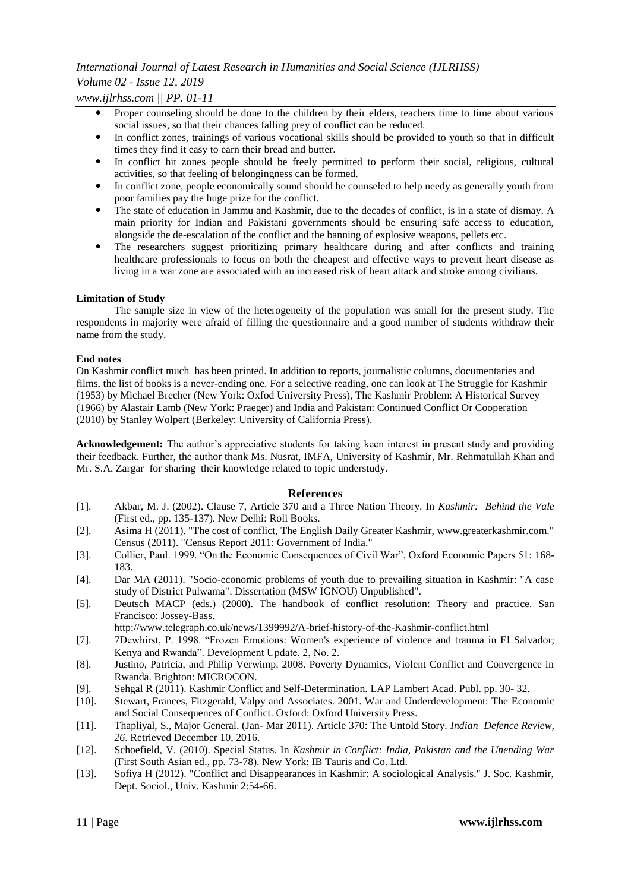- Proper counseling should be done to the children by their elders, teachers time to time about various social issues, so that their chances falling prey of conflict can be reduced.
- In conflict zones, trainings of various vocational skills should be provided to youth so that in difficult times they find it easy to earn their bread and butter.
- In conflict hit zones people should be freely permitted to perform their social, religious, cultural activities, so that feeling of belongingness can be formed.
- In conflict zone, people economically sound should be counseled to help needy as generally youth from poor families pay the huge prize for the conflict.
- The state of education in Jammu and Kashmir, due to the decades of conflict, is in a state of dismay. A main priority for Indian and Pakistani governments should be ensuring safe access to education, alongside the de-escalation of the conflict and the banning of explosive weapons, pellets etc.
- The researchers suggest prioritizing primary healthcare during and after conflicts and training healthcare professionals to focus on both the cheapest and effective ways to prevent heart disease as living in a war zone are associated with an increased risk of heart attack and stroke among civilians.

**Limitation of Study**

The sample size in view of the heterogeneity of the population was small for the present study. The respondents in majority were afraid of filling the questionnaire and a good number of students withdraw their name from the study.

**End notes**

On Kashmir conflict much has been printed. In addition to reports, journalistic columns, documentaries and films, the list of books is a never-ending one. For a selective reading, one can look at The Struggle for Kashmir (1953) by Michael Brecher (New York: Oxfod University Press), The Kashmir Problem: A Historical Survey (1966) by Alastair Lamb (New York: Praeger) and India and Pakistan: Continued Conflict Or Cooperation (2010) by Stanley Wolpert (Berkeley: University of California Press).

**Acknowledgement:** The author's appreciative students for taking keen interest in present study and providing their feedback. Further, the author thank Ms. Nusrat, IMFA, University of Kashmir, Mr. Rehmatullah Khan and Mr. S.A. Zargar for sharing their knowledge related to topic understudy.

## References

[1]. Akbar, M. J. (2002). Clause 7, Article 370 and a Three Nation Theory. In *Kashmir: Behind the Vale* (First ed., pp. 135-137). New Delhi: Roli Books.

[2]. Asima H (2011). "The cost of conflict, The English Daily Greater Kashmir, www.greaterkashmir.com." Census (2011). "Census Report 2011: Government of India."

[3]. Collier, Paul. 1999. "On the Economic Consequences of Civil War", Oxford Economic Papers 51: 168-183.

[4]. Dar MA (2011). "Socio-economic problems of youth due to prevailing situation in Kashmir: "A case study of District Pulwama". Dissertation (MSW IGNOU) Unpublished".

[5]. Deutsch MACP (eds.) (2000). The handbook of conflict resolution: Theory and practice. San Francisco: Jossey-Bass.
http://www.telegraph.co.uk/news/1399992/A-brief-history-of-the-Kashmir-conflict.html

[7]. 7Dewhirst, P. 1998. "Frozen Emotions: Women's experience of violence and trauma in El Salvador; Kenya and Rwanda". Development Update. 2, No. 2.

[8]. Justino, Patricia, and Philip Verwimp. 2008. Poverty Dynamics, Violent Conflict and Convergence in Rwanda. Brighton: MICROCON.

[9]. Sehgal R (2011). Kashmir Conflict and Self-Determination. LAP Lambert Acad. Publ. pp. 30- 32.

[10]. Stewart, Frances, Fitzgerald, Valpy and Associates. 2001. War and Underdevelopment: The Economic and Social Consequences of Conflict. Oxford: Oxford University Press.

[11]. Thapliyal, S., Major General. (Jan- Mar 2011). Article 370: The Untold Story. *Indian Defence Review, 26*. Retrieved December 10, 2016.

[12]. Schoefield, V. (2010). Special Status. In *Kashmir in Conflict: India, Pakistan and the Unending War* (First South Asian ed., pp. 73-78). New York: IB Tauris and Co. Ltd.

[13]. Sofiya H (2012). "Conflict and Disappearances in Kashmir: A sociological Analysis." J. Soc. Kashmir, Dept. Sociol., Univ. Kashmir 2:54-66.